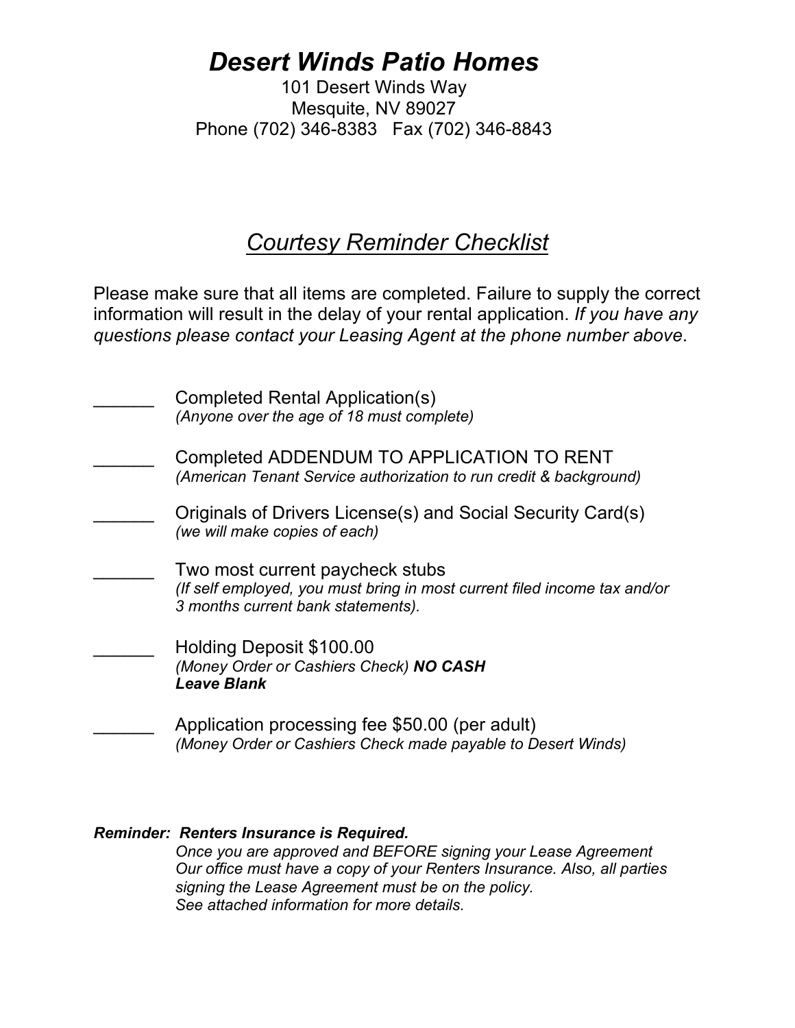# *Desert Winds Patio Homes*

101 Desert Winds Way
Mesquite, NV 89027
Phone (702) 346-8383 Fax (702) 346-8843

## *Courtesy Reminder Checklist*

Please make sure that all items are completed. Failure to supply the correct information will result in the delay of your rental application. *If you have any questions please contact your Leasing Agent at the phone number above*.

______ Completed Rental Application(s)
*(Anyone over the age of 18 must complete)*

______ Completed ADDENDUM TO APPLICATION TO RENT
*(American Tenant Service authorization to run credit & background)*

______ Originals of Drivers License(s) and Social Security Card(s)
*(we will make copies of each)*

______ Two most current paycheck stubs
*(If self employed, you must bring in most current filed income tax and/or 3 months current bank statements).*

______ Holding Deposit $100.00
*(Money Order or Cashiers Check)* ***NO CASH***
***Leave Blank***

______ Application processing fee $50.00 (per adult)
*(Money Order or Cashiers Check made payable to Desert Winds)*

***Reminder: Renters Insurance is Required.***
*Once you are approved and BEFORE signing your Lease Agreement Our office must have a copy of your Renters Insurance. Also, all parties signing the Lease Agreement must be on the policy.*
*See attached information for more details.*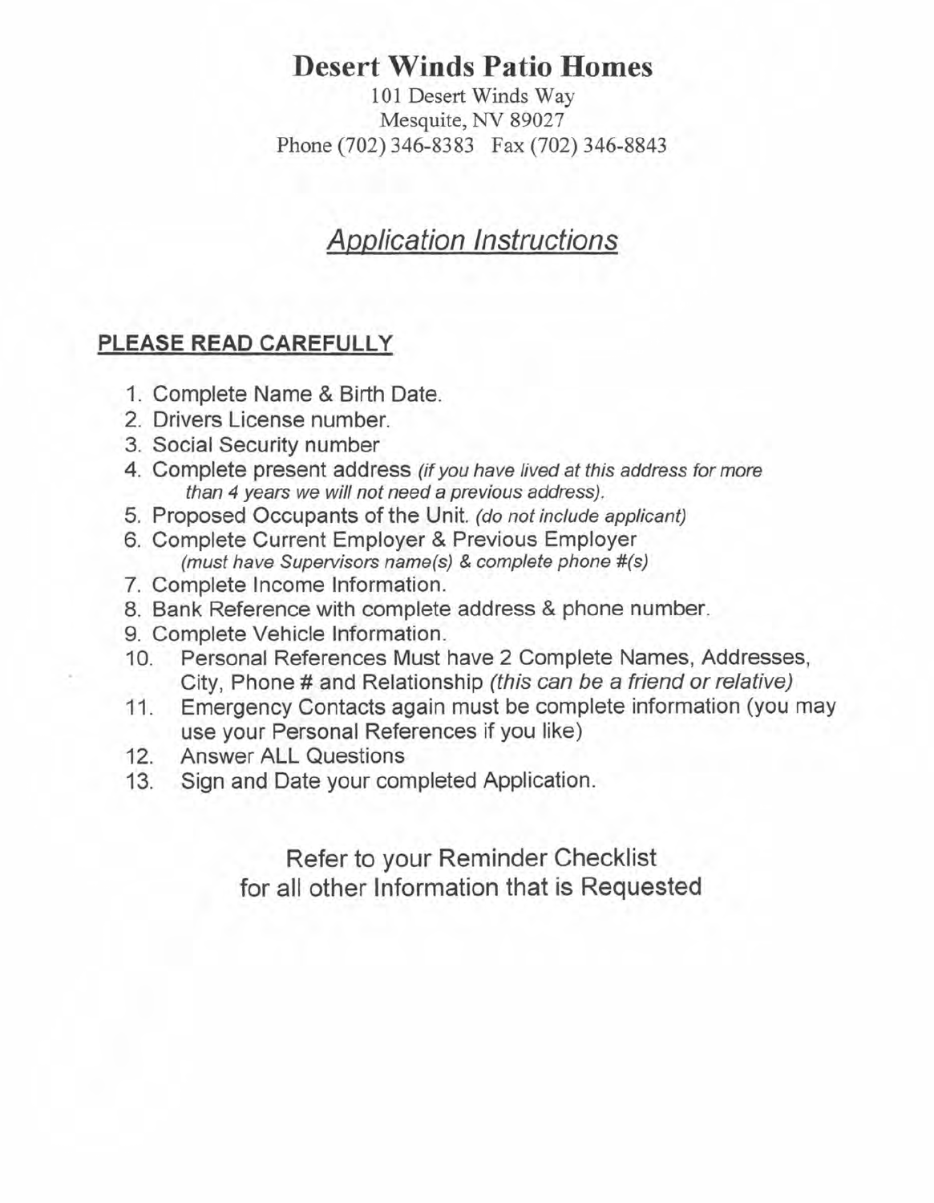# Desert Winds Patio Homes

101 Desert Winds Way
Mesquite, NV 89027
Phone (702) 346-8383 Fax (702) 346-8843

## *Application Instructions*

**PLEASE READ CAREFULLY**

1. Complete Name & Birth Date.
2. Drivers License number.
3. Social Security number
4. Complete present address *(if you have lived at this address for more than 4 years we will not need a previous address).*
5. Proposed Occupants of the Unit. *(do not include applicant)*
6. Complete Current Employer & Previous Employer *(must have Supervisors name(s) & complete phone #(s)*
7. Complete Income Information.
8. Bank Reference with complete address & phone number.
9. Complete Vehicle Information.
10. Personal References Must have 2 Complete Names, Addresses, City, Phone # and Relationship *(this can be a friend or relative)*
11. Emergency Contacts again must be complete information (you may use your Personal References if you like)
12. Answer ALL Questions
13. Sign and Date your completed Application.

Refer to your Reminder Checklist for all other Information that is Requested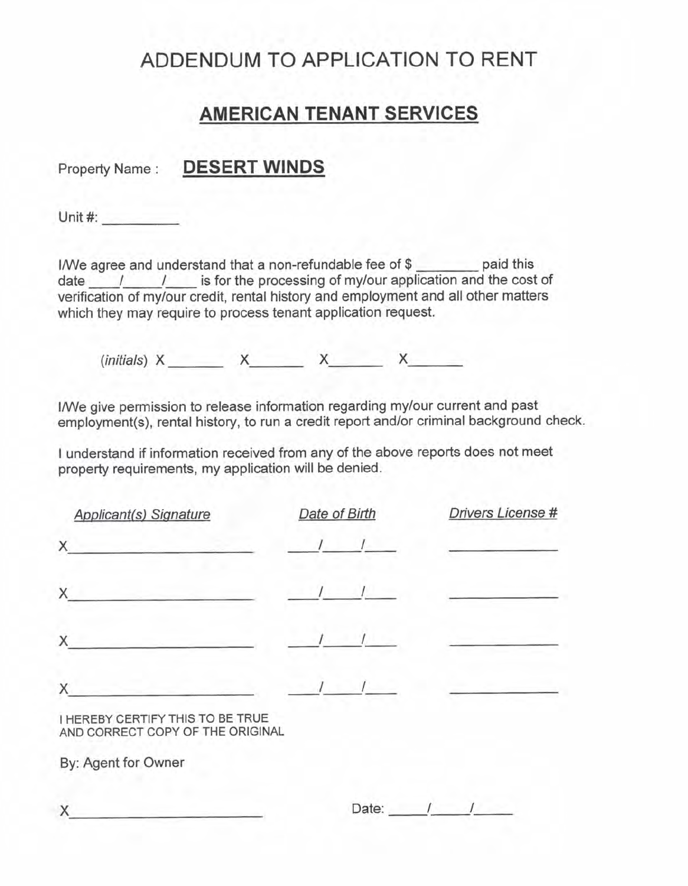# ADDENDUM TO APPLICATION TO RENT

## AMERICAN TENANT SERVICES

Property Name : **DESERT WINDS**

Unit #: __________

I/We agree and understand that a non-refundable fee of $ ________ paid this date ____/_____/____ is for the processing of my/our application and the cost of verification of my/our credit, rental history and employment and all other matters which they may require to process tenant application request.

(*initials*) X_______ X_______ X_______ X_______

I/We give permission to release information regarding my/our current and past employment(s), rental history, to run a credit report and/or criminal background check.

I understand if information received from any of the above reports does not meet property requirements, my application will be denied.

| *Applicant(s) Signature* | *Date of Birth* | *Drivers License #* |
|---|---|---|
| X______________________ | ____/____/____ | ______________ |
| X______________________ | ____/____/____ | ______________ |
| X______________________ | ____/____/____ | ______________ |
| X______________________ | ____/____/____ | ______________ |

I HEREBY CERTIFY THIS TO BE TRUE AND CORRECT COPY OF THE ORIGINAL

By: Agent for Owner

X______________________ Date: _____/_____/_____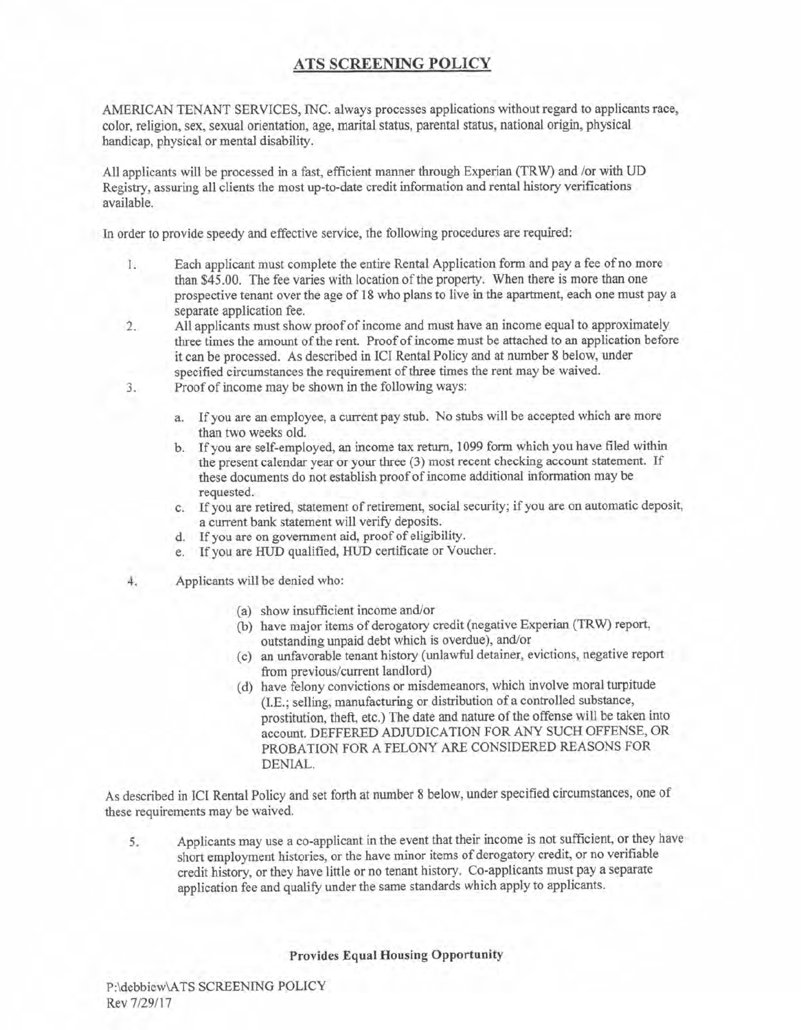## ATS SCREENING POLICY

AMERICAN TENANT SERVICES, INC. always processes applications without regard to applicants race, color, religion, sex, sexual orientation, age, marital status, parental status, national origin, physical handicap, physical or mental disability.

All applicants will be processed in a fast, efficient manner through Experian (TRW) and /or with UD Registry, assuring all clients the most up-to-date credit information and rental history verifications available.

In order to provide speedy and effective service, the following procedures are required:

1. Each applicant must complete the entire Rental Application form and pay a fee of no more than $45.00. The fee varies with location of the property. When there is more than one prospective tenant over the age of 18 who plans to live in the apartment, each one must pay a separate application fee.
2. All applicants must show proof of income and must have an income equal to approximately three times the amount of the rent. Proof of income must be attached to an application before it can be processed. As described in ICI Rental Policy and at number 8 below, under specified circumstances the requirement of three times the rent may be waived.
3. Proof of income may be shown in the following ways:

   a. If you are an employee, a current pay stub. No stubs will be accepted which are more than two weeks old.
   b. If you are self-employed, an income tax return, 1099 form which you have filed within the present calendar year or your three (3) most recent checking account statement. If these documents do not establish proof of income additional information may be requested.
   c. If you are retired, statement of retirement, social security; if you are on automatic deposit, a current bank statement will verify deposits.
   d. If you are on government aid, proof of eligibility.
   e. If you are HUD qualified, HUD certificate or Voucher.

4. Applicants will be denied who:

   (a) show insufficient income and/or
   (b) have major items of derogatory credit (negative Experian (TRW) report, outstanding unpaid debt which is overdue), and/or
   (c) an unfavorable tenant history (unlawful detainer, evictions, negative report from previous/current landlord)
   (d) have felony convictions or misdemeanors, which involve moral turpitude (I.E.; selling, manufacturing or distribution of a controlled substance, prostitution, theft, etc.) The date and nature of the offense will be taken into account. DEFFERED ADJUDICATION FOR ANY SUCH OFFENSE, OR PROBATION FOR A FELONY ARE CONSIDERED REASONS FOR DENIAL.

As described in ICI Rental Policy and set forth at number 8 below, under specified circumstances, one of these requirements may be waived.

5. Applicants may use a co-applicant in the event that their income is not sufficient, or they have short employment histories, or the have minor items of derogatory credit, or no verifiable credit history, or they have little or no tenant history. Co-applicants must pay a separate application fee and qualify under the same standards which apply to applicants.

**Provides Equal Housing Opportunity**

P:\debbiew\ATS SCREENING POLICY
Rev 7/29/17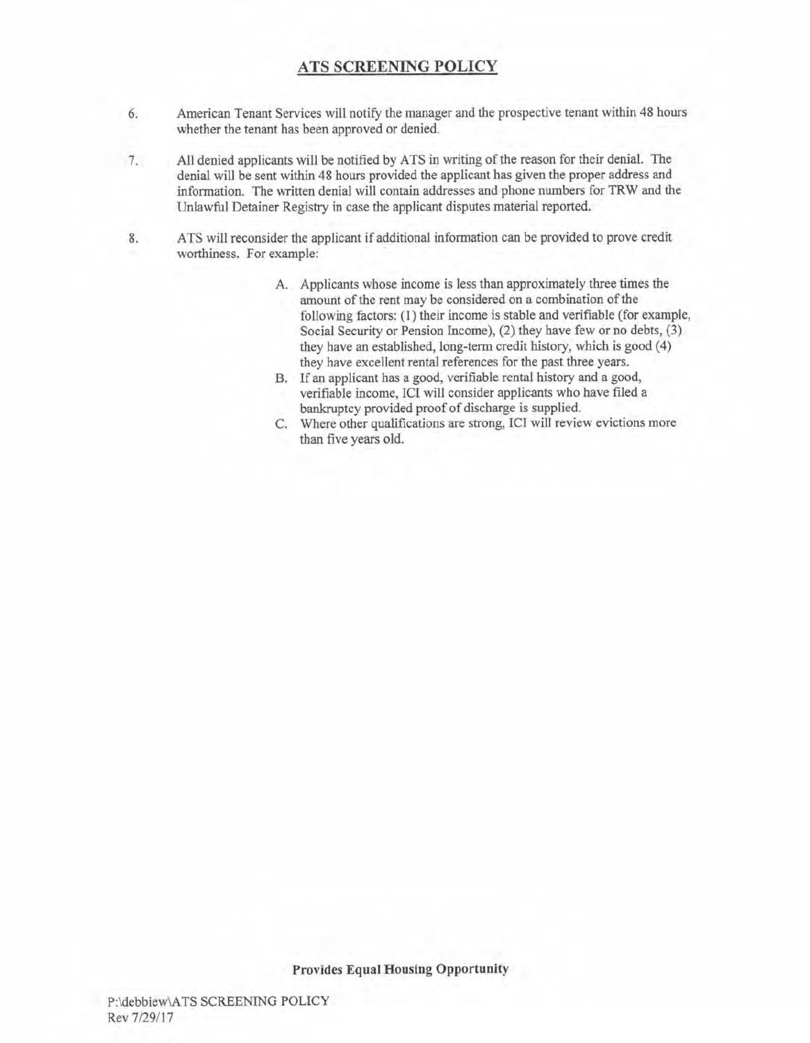## ATS SCREENING POLICY

6. American Tenant Services will notify the manager and the prospective tenant within 48 hours whether the tenant has been approved or denied.

7. All denied applicants will be notified by ATS in writing of the reason for their denial. The denial will be sent within 48 hours provided the applicant has given the proper address and information. The written denial will contain addresses and phone numbers for TRW and the Unlawful Detainer Registry in case the applicant disputes material reported.

8. ATS will reconsider the applicant if additional information can be provided to prove credit worthiness. For example:

   A. Applicants whose income is less than approximately three times the amount of the rent may be considered on a combination of the following factors: (1) their income is stable and verifiable (for example, Social Security or Pension Income), (2) they have few or no debts, (3) they have an established, long-term credit history, which is good (4) they have excellent rental references for the past three years.

   B. If an applicant has a good, verifiable rental history and a good, verifiable income, ICI will consider applicants who have filed a bankruptcy provided proof of discharge is supplied.

   C. Where other qualifications are strong, ICI will review evictions more than five years old.

**Provides Equal Housing Opportunity**

P:\debbiew\ATS SCREENING POLICY
Rev 7/29/17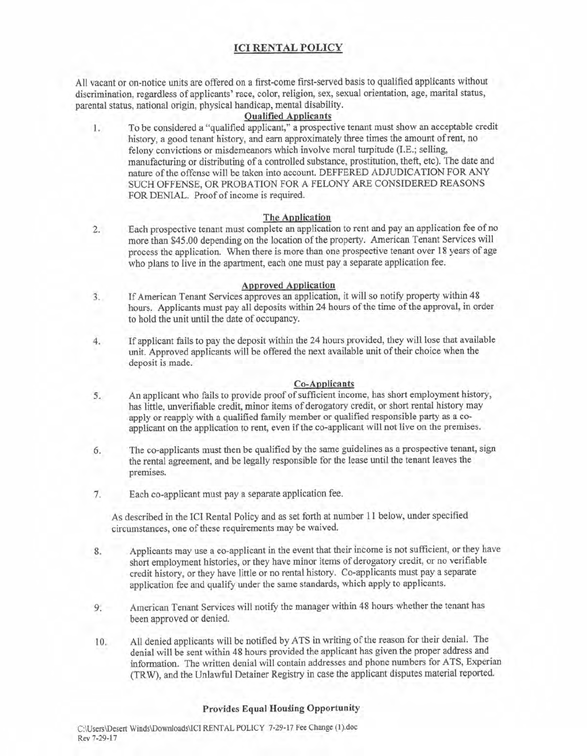# ICI RENTAL POLICY

All vacant or on-notice units are offered on a first-come first-served basis to qualified applicants without discrimination, regardless of applicants' race, color, religion, sex, sexual orientation, age, marital status, parental status, national origin, physical handicap, mental disability.

## Qualified Applicants

1. To be considered a "qualified applicant," a prospective tenant must show an acceptable credit history, a good tenant history, and earn approximately three times the amount of rent, no felony convictions or misdemeanors which involve moral turpitude (I.E.; selling, manufacturing or distributing of a controlled substance, prostitution, theft, etc). The date and nature of the offense will be taken into account. DEFFERED ADJUDICATION FOR ANY SUCH OFFENSE, OR PROBATION FOR A FELONY ARE CONSIDERED REASONS FOR DENIAL. Proof of income is required.

## The Application

2. Each prospective tenant must complete an application to rent and pay an application fee of no more than $45.00 depending on the location of the property. American Tenant Services will process the application. When there is more than one prospective tenant over 18 years of age who plans to live in the apartment, each one must pay a separate application fee.

## Approved Application

3. If American Tenant Services approves an application, it will so notify property within 48 hours. Applicants must pay all deposits within 24 hours of the time of the approval, in order to hold the unit until the date of occupancy.

4. If applicant fails to pay the deposit within the 24 hours provided, they will lose that available unit. Approved applicants will be offered the next available unit of their choice when the deposit is made.

## Co-Applicants

5. An applicant who fails to provide proof of sufficient income, has short employment history, has little, unverifiable credit, minor items of derogatory credit, or short rental history may apply or reapply with a qualified family member or qualified responsible party as a co-applicant on the application to rent, even if the co-applicant will not live on the premises.

6. The co-applicants must then be qualified by the same guidelines as a prospective tenant, sign the rental agreement, and be legally responsible for the lease until the tenant leaves the premises.

7. Each co-applicant must pay a separate application fee.

As described in the ICI Rental Policy and as set forth at number 11 below, under specified circumstances, one of these requirements may be waived.

8. Applicants may use a co-applicant in the event that their income is not sufficient, or they have short employment histories, or they have minor items of derogatory credit, or no verifiable credit history, or they have little or no rental history. Co-applicants must pay a separate application fee and qualify under the same standards, which apply to applicants.

9. American Tenant Services will notify the manager within 48 hours whether the tenant has been approved or denied.

10. All denied applicants will be notified by ATS in writing of the reason for their denial. The denial will be sent within 48 hours provided the applicant has given the proper address and information. The written denial will contain addresses and phone numbers for ATS, Experian (TRW), and the Unlawful Detainer Registry in case the applicant disputes material reported.

**Provides Equal Housing Opportunity**

C:\Users\Desert Winds\Downloads\ICI RENTAL POLICY 7-29-17 Fee Change (1).doc
Rev 7-29-17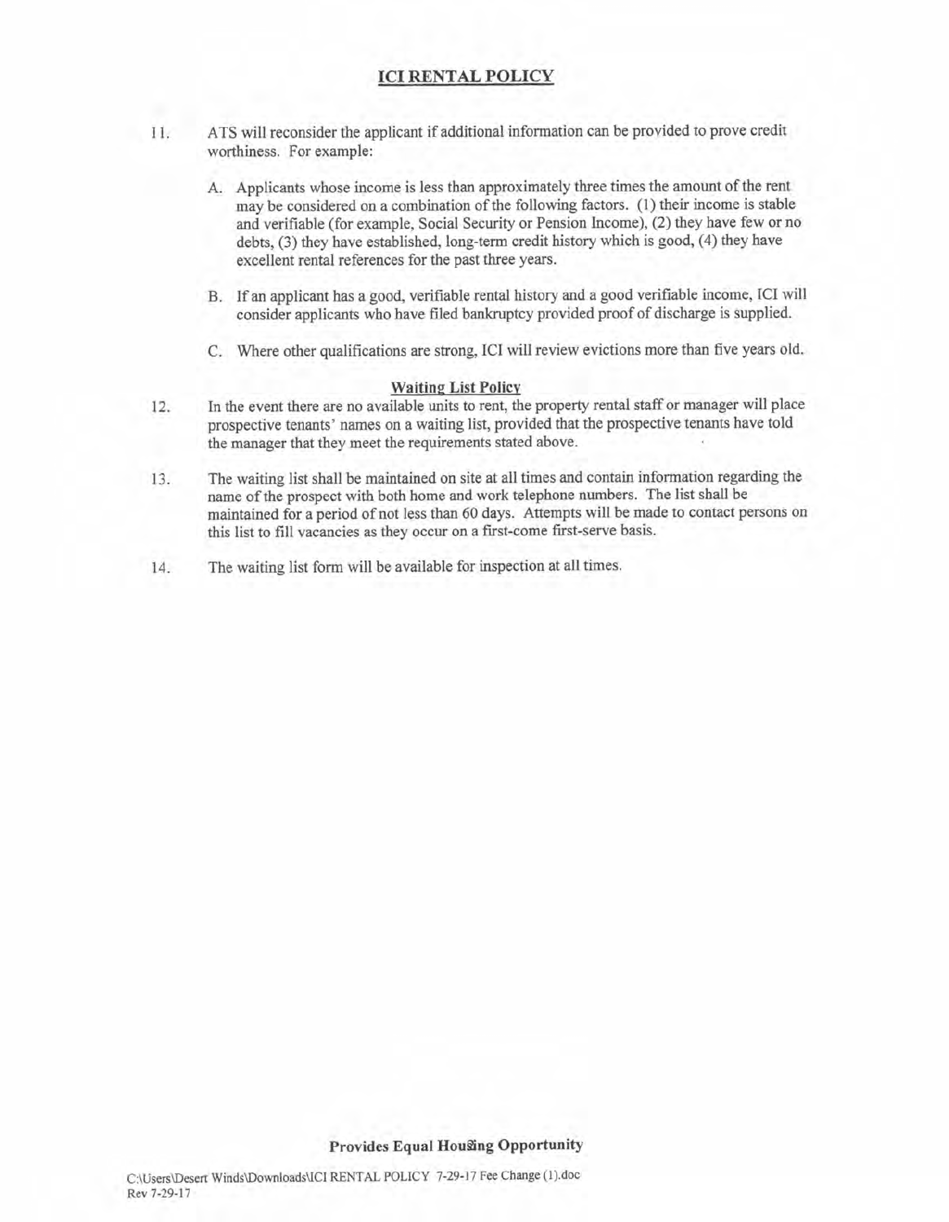11. ATS will reconsider the applicant if additional information can be provided to prove credit worthiness. For example:

    A. Applicants whose income is less than approximately three times the amount of the rent may be considered on a combination of the following factors. (1) their income is stable and verifiable (for example, Social Security or Pension Income), (2) they have few or no debts, (3) they have established, long-term credit history which is good, (4) they have excellent rental references for the past three years.

    B. If an applicant has a good, verifiable rental history and a good verifiable income, ICI will consider applicants who have filed bankruptcy provided proof of discharge is supplied.

    C. Where other qualifications are strong, ICI will review evictions more than five years old.

## Waiting List Policy

12. In the event there are no available units to rent, the property rental staff or manager will place prospective tenants' names on a waiting list, provided that the prospective tenants have told the manager that they meet the requirements stated above.

13. The waiting list shall be maintained on site at all times and contain information regarding the name of the prospect with both home and work telephone numbers. The list shall be maintained for a period of not less than 60 days. Attempts will be made to contact persons on this list to fill vacancies as they occur on a first-come first-serve basis.

14. The waiting list form will be available for inspection at all times.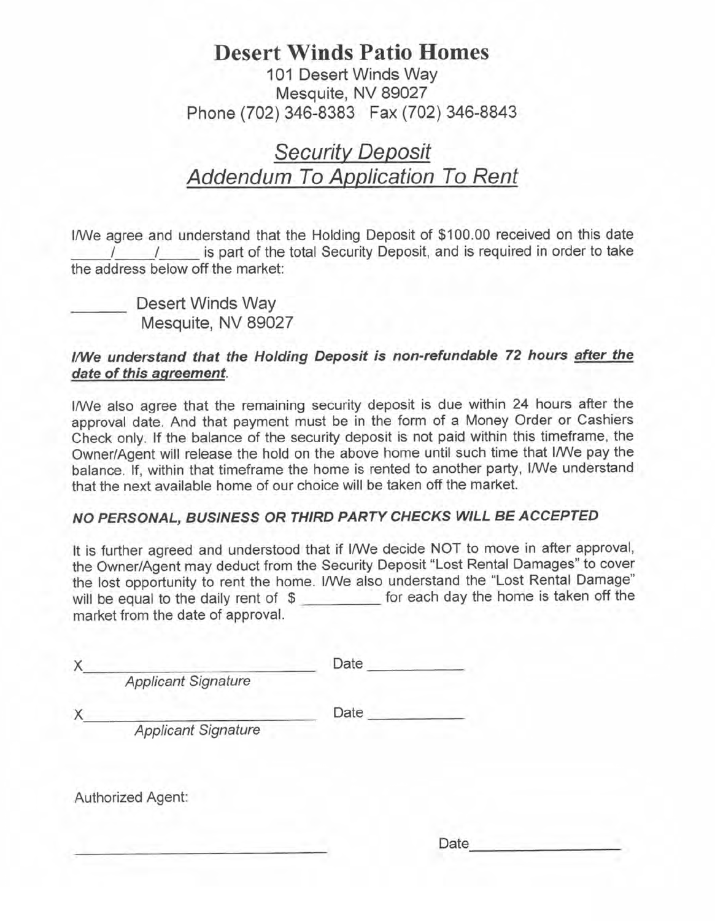# Desert Winds Patio Homes

101 Desert Winds Way
Mesquite, NV 89027
Phone (702) 346-8383 Fax (702) 346-8843

## *Security Deposit Addendum To Application To Rent*

I/We agree and understand that the Holding Deposit of $100.00 received on this date _____/_____/_____ is part of the total Security Deposit, and is required in order to take the address below off the market:

______ Desert Winds Way
Mesquite, NV 89027

***I/We understand that the Holding Deposit is non-refundable 72 hours after the date of this agreement.***

I/We also agree that the remaining security deposit is due within 24 hours after the approval date. And that payment must be in the form of a Money Order or Cashiers Check only. If the balance of the security deposit is not paid within this timeframe, the Owner/Agent will release the hold on the above home until such time that I/We pay the balance. If, within that timeframe the home is rented to another party, I/We understand that the next available home of our choice will be taken off the market.

***NO PERSONAL, BUSINESS OR THIRD PARTY CHECKS WILL BE ACCEPTED***

It is further agreed and understood that if I/We decide NOT to move in after approval, the Owner/Agent may deduct from the Security Deposit "Lost Rental Damages" to cover the lost opportunity to rent the home. I/We also understand the "Lost Rental Damage" will be equal to the daily rent of $ _________ for each day the home is taken off the market from the date of approval.

X_____________________________ Date ___________
*Applicant Signature*

X_____________________________ Date ___________
*Applicant Signature*

Authorized Agent:

_____________________________ Date_________________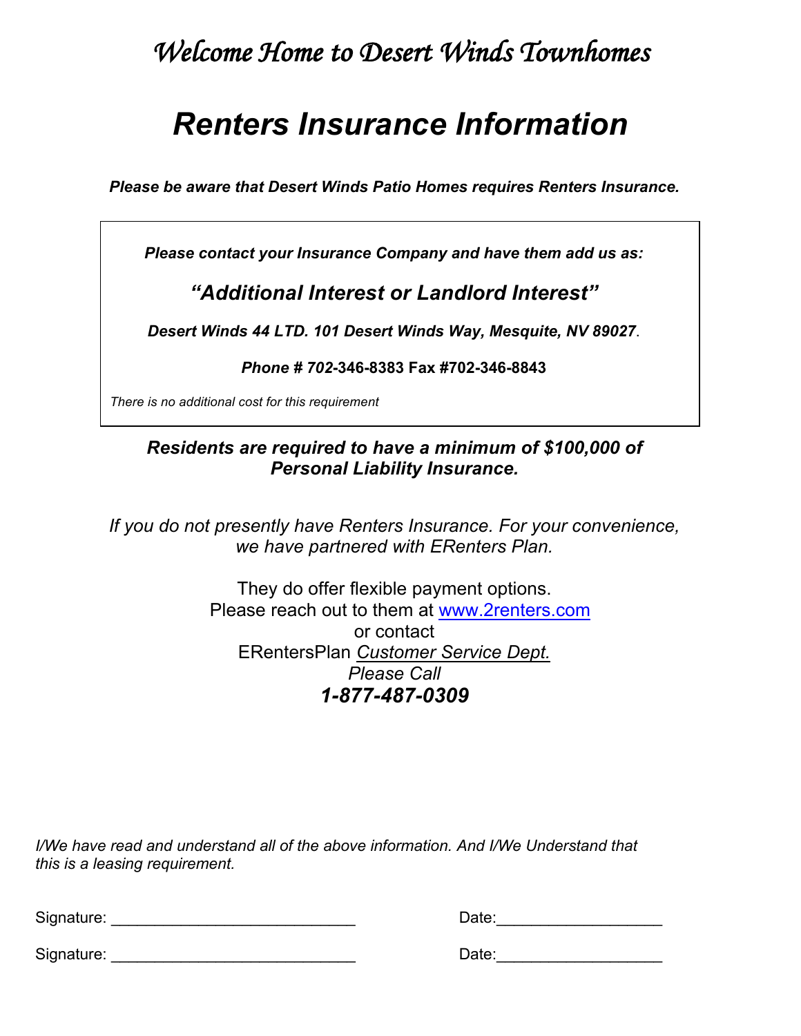# *Welcome Home to Desert Winds Townhomes*

# *Renters Insurance Information*

***Please be aware that Desert Winds Patio Homes requires Renters Insurance.***

***Please contact your Insurance Company and have them add us as:***

## *"Additional Interest or Landlord Interest"*

***Desert Winds 44 LTD. 101 Desert Winds Way, Mesquite, NV 89027***.

***Phone # 702-346-8383 Fax #702-346-8843***

*There is no additional cost for this requirement*

***Residents are required to have a minimum of $100,000 of Personal Liability Insurance.***

*If you do not presently have Renters Insurance. For your convenience, we have partnered with ERenters Plan.*

They do offer flexible payment options.
Please reach out to them at [www.2renters.com](www.2renters.com)
or contact
ERentersPlan *Customer Service Dept.*
*Please Call*
***1-877-487-0309***

*I/We have read and understand all of the above information. And I/We Understand that this is a leasing requirement.*

Signature: ____________________________ Date:___________________

Signature: ____________________________ Date:___________________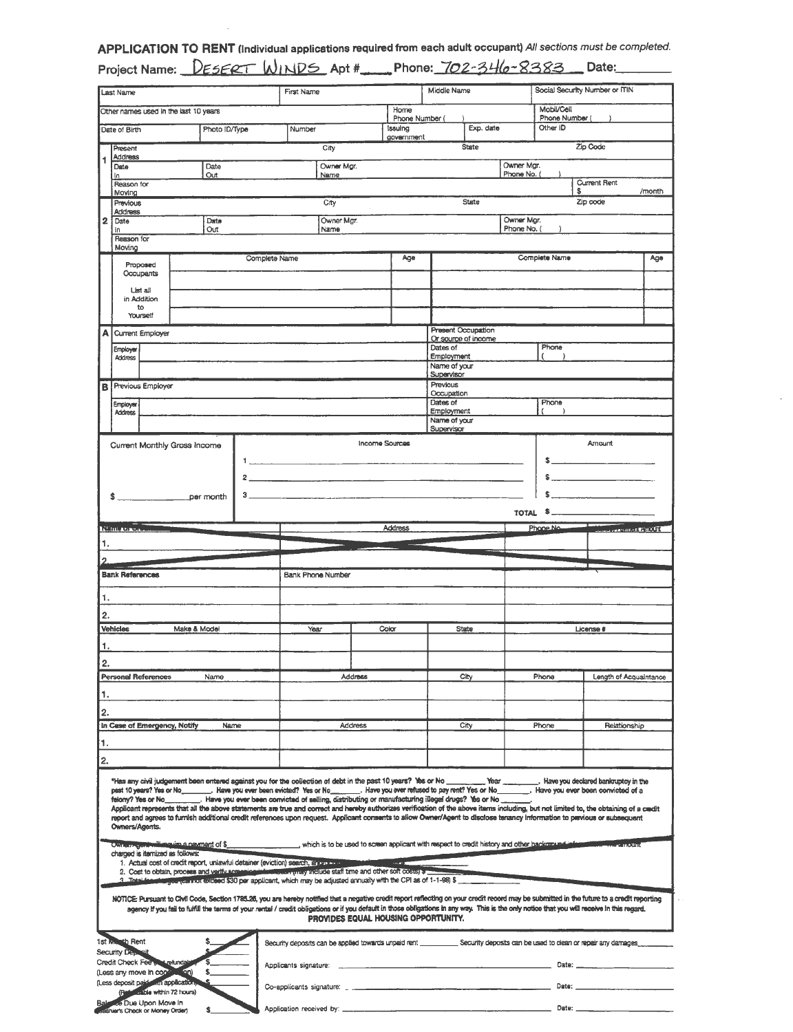## APPLICATION TO RENT (Individual applications required from each adult occupant) *All sections must be completed.*

Project Name: DESERT WINDS Apt #____ Phone: 702-346-8383 Date:________

| Last Name | First Name | Middle Name | Social Security Number or ITIN |
|---|---|---|---|
| | | | |

| Other names used in the last 10 years | Home Phone Number ( ) | Mobil/Cell Phone Number ( ) |
|---|---|---|
| | | |

| Date of Birth | Photo ID/Type | Number | Issuing government | Exp. date | Other ID |
|---|---|---|---|---|---|
| | | | | | |

| | | | | | |
|---|---|---|---|---|---|
| 1 | Present Address | | City | State | Zip Code |
| | Date In | Date Out | Owner Mgr. Name | | Owner Mgr. Phone No. ( ) |
| | Reason for Moving | | | | Current Rent $ /month |
| 2 | Previous Address | | City | State | Zip code |
| | Date In | Date Out | Owner Mgr. Name | | Owner Mgr. Phone No. ( ) |
| | Reason for Moving | | | | |

| Proposed Occupants List all in Addition to Yourself | Complete Name | Age | Complete Name | Age |
|---|---|---|---|---|
| | | | | |
| | | | | |
| | | | | |

| | | | |
|---|---|---|---|
| A | Current Employer | Present Occupation Or source of income | |
| | Employer Address | Dates of Employment | Phone ( ) |
| | | Name of your Supervisor | |
| B | Previous Employer | Previous Occupation | |
| | Employer Address | Dates of Employment | Phone ( ) |
| | | Name of your Supervisor | |

| Current Monthly Gross Income | Income Sources | Amount |
|---|---|---|
| | 1 ______ | $ ______ |
| | 2 ______ | $ ______ |
| $ ______ per month | 3 ______ | $ ______ |
| | | TOTAL $ ______ |

~~Name of Cr... | Address | Phone No. | ...Monthly Amount~~

~~1.~~

~~2.~~

| Bank References | Bank Phone Number | |
|---|---|---|
| 1. | | |
| 2. | | |

| Vehicles | Make & Model | Year | Color | State | License # |
|---|---|---|---|---|---|
| 1. | | | | | |
| 2. | | | | | |

| Personal References | Name | Address | City | Phone | Length of Acquaintance |
|---|---|---|---|---|---|
| 1. | | | | | |
| 2. | | | | | |

| In Case of Emergency, Notify | Name | Address | City | Phone | Relationship |
|---|---|---|---|---|---|
| 1. | | | | | |
| 2. | | | | | |

*Has any civil judgement been entered against you for the collection of debt in the past 10 years? Yes or No ________ Year ________. Have you declared bankruptcy in the past 10 years? Yes or No________. Have you ever been evicted? Yes or No________. Have you ever refused to pay rent? Yes or No________. Have you ever been convicted of a felony? Yes or No________. Have you ever been convicted of selling, distributing or manufacturing illegal drugs? Yes or No ________.
Applicant represents that all the above statements are true and correct and hereby authorizes verification of the above items including, but not limited to, the obtaining of a credit report and agrees to furnish additional credit references upon request. Applicant consents to allow Owner/Agent to disclose tenancy information to previous or subsequent Owners/Agents.

~~Owner/Agent will require a payment of $________, which is to be used to screen applicant with respect to credit history and other background information. The amount charged is itemized as follows:~~
~~1. Actual cost of credit report, unlawful detainer (eviction) search, and/or other screening reports $________~~
~~2. Cost to obtain, process and verify screening information (may include staff time and other soft costs) $________~~
~~3. Total fee charged (cannot exceed $30 per applicant, which may be adjusted annually with the CPI as of 1-1-98) $________~~

NOTICE: Pursuant to Civil Code, Section 1785.26, you are hereby notified that a negative credit report reflecting on your credit record may be submitted in the future to a credit reporting agency if you fail to fulfill the terms of your rental / credit obligations or if you default in those obligations in any way. This is the only notice that you will receive in this regard.

**PROVIDES EQUAL HOUSING OPPORTUNITY.**

~~1st Month Rent $______~~
~~Security Deposit $______~~
~~Credit Check Fee (not refundable) $______~~
~~(Less any move in concession) $______~~
~~(Less deposit paid with application) $______~~
~~(Refundable within 72 hours)~~
~~Balance Due Upon Move In (Cashier's Check or Money Order) $______~~

Security deposits can be applied towards unpaid rent ________ Security deposits can be used to clean or repair any damages________

Applicants signature: ______________________ Date: ________

Co-applicants signature: ______________________ Date: ________

Application received by: ______________________ Date: ________